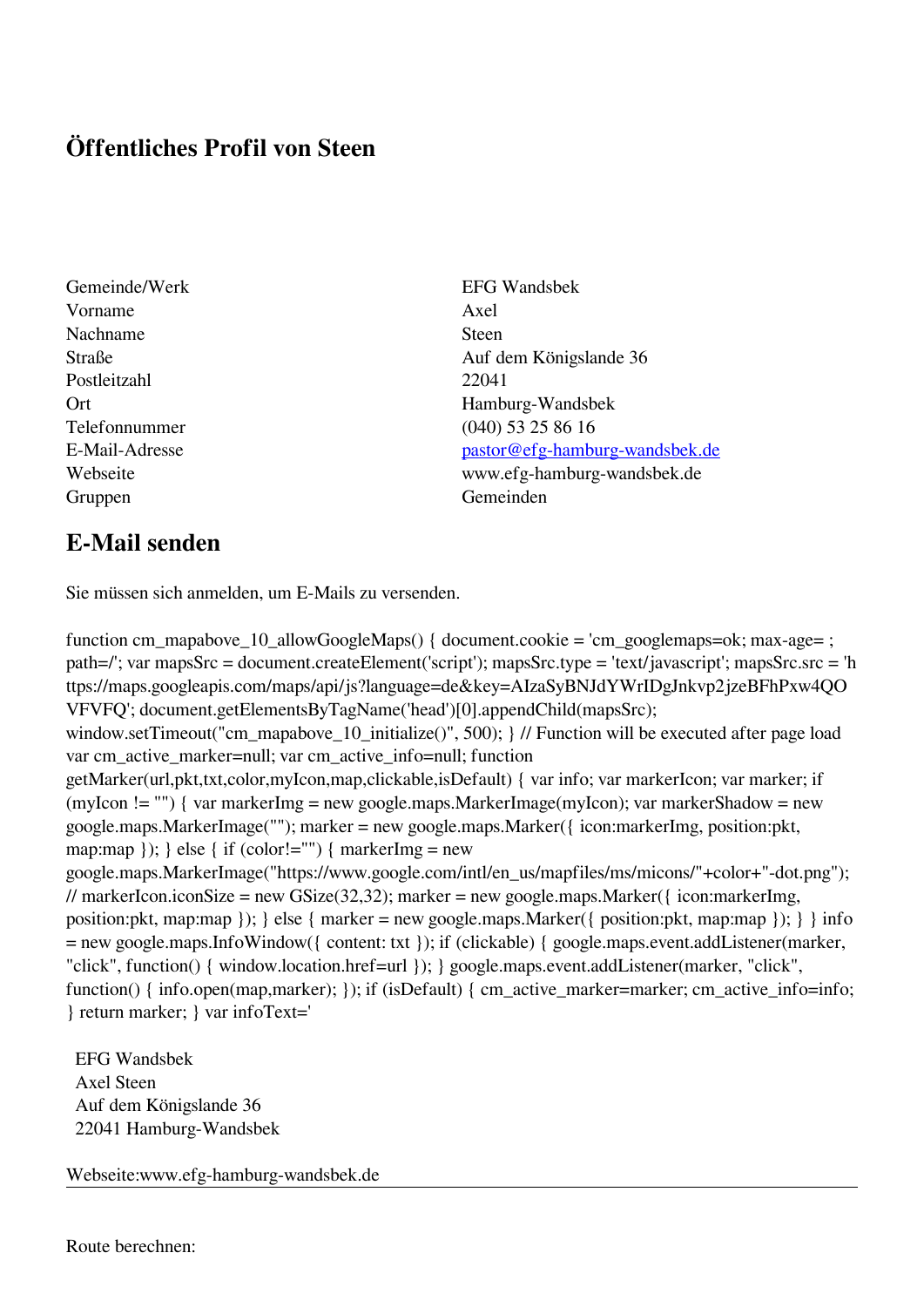# Öffentliches Profil von Steen

| | |
|---|---|
| Gemeinde/Werk | EFG Wandsbek |
| Vorname | Axel |
| Nachname | Steen |
| Straße | Auf dem Königslande 36 |
| Postleitzahl | 22041 |
| Ort | Hamburg-Wandsbek |
| Telefonnummer | (040) 53 25 86 16 |
| E-Mail-Adresse | pastor@efg-hamburg-wandsbek.de |
| Webseite | www.efg-hamburg-wandsbek.de |
| Gruppen | Gemeinden |

## E-Mail senden

Sie müssen sich anmelden, um E-Mails zu versenden.

```
function cm_mapabove_10_allowGoogleMaps() { document.cookie = 'cm_googlemaps=ok; max-age= ; path=/'; var mapsSrc = document.createElement('script'); mapsSrc.type = 'text/javascript'; mapsSrc.src = 'https://maps.googleapis.com/maps/api/js?language=de&key=AIzaSyBNJdYWrIDgJnkvp2jzeBFhPxw4QOVFVFQ'; document.getElementsByTagName('head')[0].appendChild(mapsSrc); window.setTimeout("cm_mapabove_10_initialize()", 500); } // Function will be executed after page load var cm_active_marker=null; var cm_active_info=null; function getMarker(url,pkt,txt,color,myIcon,map,clickable,isDefault) { var info; var markerIcon; var marker; if (myIcon != "") { var markerImg = new google.maps.MarkerImage(myIcon); var markerShadow = new google.maps.MarkerImage(""); marker = new google.maps.Marker({ icon:markerImg, position:pkt, map:map }); } else { if (color!="") { markerImg = new google.maps.MarkerImage("https://www.google.com/intl/en_us/mapfiles/ms/micons/"+color+"-dot.png"); // markerIcon.iconSize = new GSize(32,32); marker = new google.maps.Marker({ icon:markerImg, position:pkt, map:map }); } else { marker = new google.maps.Marker({ position:pkt, map:map }); } } info = new google.maps.InfoWindow({ content: txt }); if (clickable) { google.maps.event.addListener(marker, "click", function() { window.location.href=url }); } google.maps.event.addListener(marker, "click", function() { info.open(map,marker); }); if (isDefault) { cm_active_marker=marker; cm_active_info=info; } return marker; } var infoText='
```

EFG Wandsbek
Axel Steen
Auf dem Königslande 36
22041 Hamburg-Wandsbek

Webseite:www.efg-hamburg-wandsbek.de

---

Route berechnen: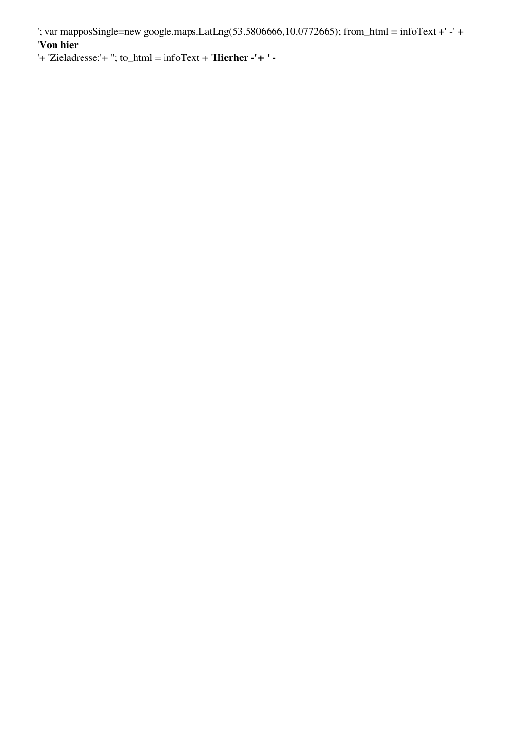'; var mapposSingle=new google.maps.LatLng(53.5806666,10.0772665); from_html = infoText +' -' +
'**Von hier**
'+ 'Zieladresse:'+ ''; to_html = infoText + '**Hierher -'+ ' -**